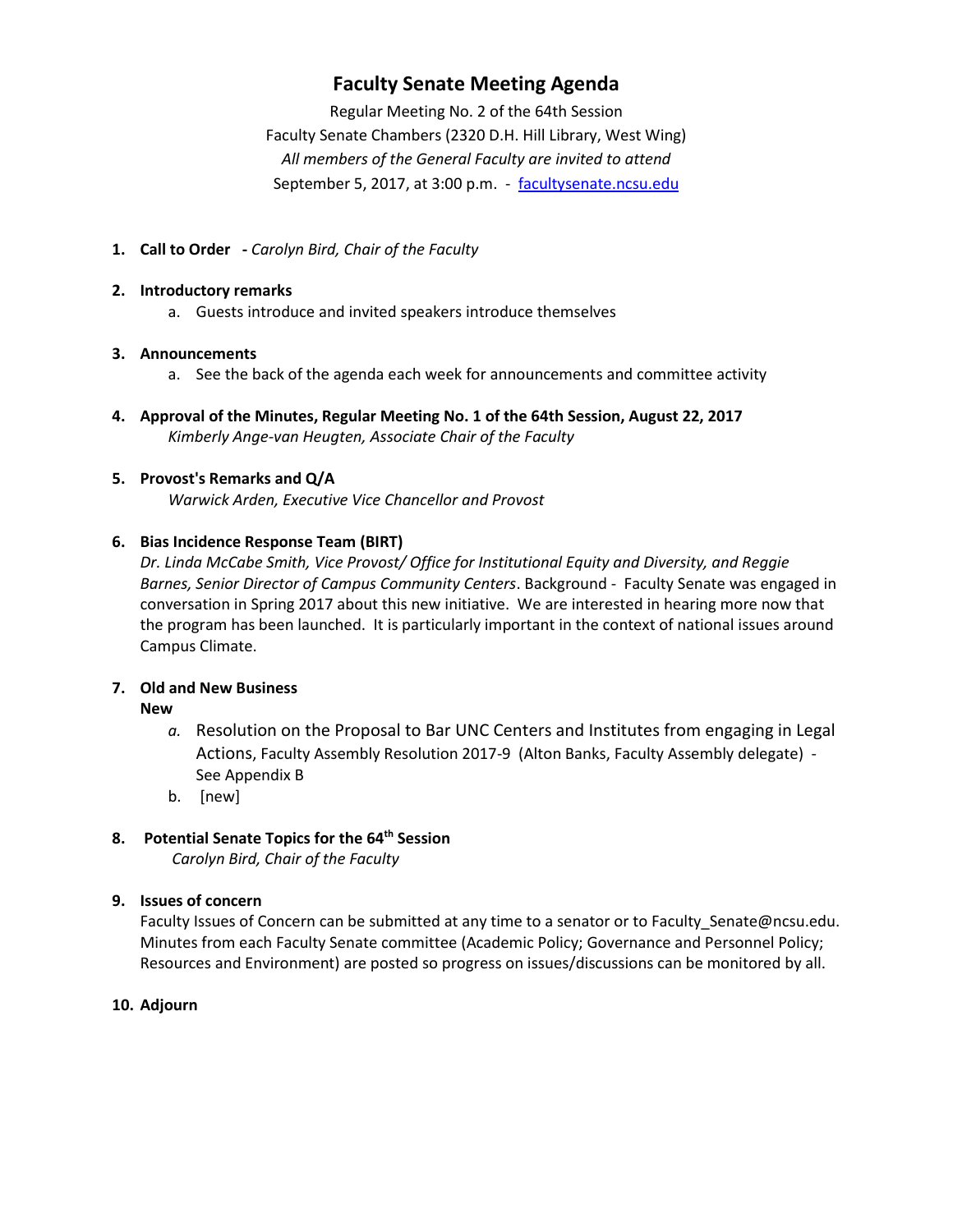# Faculty Senate Meeting Agenda

Regular Meeting No. 2 of the 64th Session

Faculty Senate Chambers (2320 D.H. Hill Library, West Wing)

*All members of the General Faculty are invited to attend*

September 5, 2017, at 3:00 p.m. - facultysenate.ncsu.edu

1. **Call to Order** - *Carolyn Bird, Chair of the Faculty*

2. **Introductory remarks**
   a. Guests introduce and invited speakers introduce themselves

3. **Announcements**
   a. See the back of the agenda each week for announcements and committee activity

4. **Approval of the Minutes, Regular Meeting No. 1 of the 64th Session, August 22, 2017**
   *Kimberly Ange-van Heugten, Associate Chair of the Faculty*

5. **Provost's Remarks and Q/A**
   *Warwick Arden, Executive Vice Chancellor and Provost*

6. **Bias Incidence Response Team (BIRT)**
   *Dr. Linda McCabe Smith, Vice Provost/ Office for Institutional Equity and Diversity, and Reggie Barnes, Senior Director of Campus Community Centers*. Background - Faculty Senate was engaged in conversation in Spring 2017 about this new initiative. We are interested in hearing more now that the program has been launched. It is particularly important in the context of national issues around Campus Climate.

7. **Old and New Business**
   **New**
   *a.* Resolution on the Proposal to Bar UNC Centers and Institutes from engaging in Legal Actions, Faculty Assembly Resolution 2017-9 (Alton Banks, Faculty Assembly delegate) - See Appendix B
   b. [new]

8. **Potential Senate Topics for the 64th Session**
   *Carolyn Bird, Chair of the Faculty*

9. **Issues of concern**
   Faculty Issues of Concern can be submitted at any time to a senator or to Faculty_Senate@ncsu.edu. Minutes from each Faculty Senate committee (Academic Policy; Governance and Personnel Policy; Resources and Environment) are posted so progress on issues/discussions can be monitored by all.

10. **Adjourn**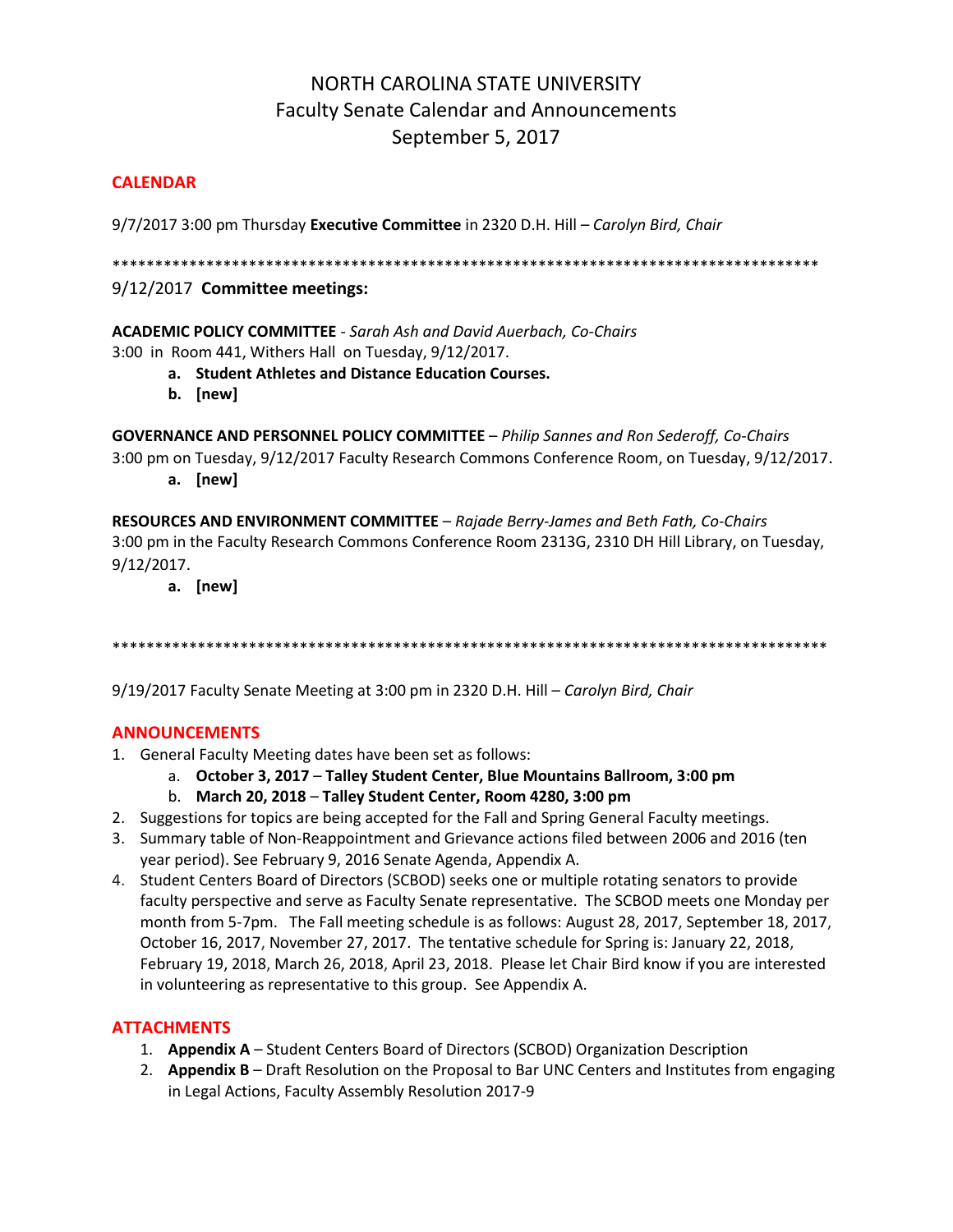# NORTH CAROLINA STATE UNIVERSITY
## Faculty Senate Calendar and Announcements
## September 5, 2017

### CALENDAR

9/7/2017 3:00 pm Thursday **Executive Committee** in 2320 D.H. Hill – *Carolyn Bird, Chair*

****************************************************************************************

9/12/2017 **Committee meetings:**

**ACADEMIC POLICY COMMITTEE** - *Sarah Ash and David Auerbach, Co-Chairs*
3:00 in Room 441, Withers Hall on Tuesday, 9/12/2017.

a. **Student Athletes and Distance Education Courses.**
b. **[new]**

**GOVERNANCE AND PERSONNEL POLICY COMMITTEE** – *Philip Sannes and Ron Sederoff, Co-Chairs*
3:00 pm on Tuesday, 9/12/2017 Faculty Research Commons Conference Room, on Tuesday, 9/12/2017.

a. **[new]**

**RESOURCES AND ENVIRONMENT COMMITTEE** – *Rajade Berry-James and Beth Fath, Co-Chairs*
3:00 pm in the Faculty Research Commons Conference Room 2313G, 2310 DH Hill Library, on Tuesday, 9/12/2017.

a. **[new]**

****************************************************************************************

9/19/2017 Faculty Senate Meeting at 3:00 pm in 2320 D.H. Hill – *Carolyn Bird, Chair*

### ANNOUNCEMENTS

1. General Faculty Meeting dates have been set as follows:
   a. **October 3, 2017** – **Talley Student Center, Blue Mountains Ballroom, 3:00 pm**
   b. **March 20, 2018** – **Talley Student Center, Room 4280, 3:00 pm**
2. Suggestions for topics are being accepted for the Fall and Spring General Faculty meetings.
3. Summary table of Non-Reappointment and Grievance actions filed between 2006 and 2016 (ten year period). See February 9, 2016 Senate Agenda, Appendix A.
4. Student Centers Board of Directors (SCBOD) seeks one or multiple rotating senators to provide faculty perspective and serve as Faculty Senate representative. The SCBOD meets one Monday per month from 5-7pm. The Fall meeting schedule is as follows: August 28, 2017, September 18, 2017, October 16, 2017, November 27, 2017. The tentative schedule for Spring is: January 22, 2018, February 19, 2018, March 26, 2018, April 23, 2018. Please let Chair Bird know if you are interested in volunteering as representative to this group. See Appendix A.

### ATTACHMENTS

1. **Appendix A** – Student Centers Board of Directors (SCBOD) Organization Description
2. **Appendix B** – Draft Resolution on the Proposal to Bar UNC Centers and Institutes from engaging in Legal Actions, Faculty Assembly Resolution 2017-9